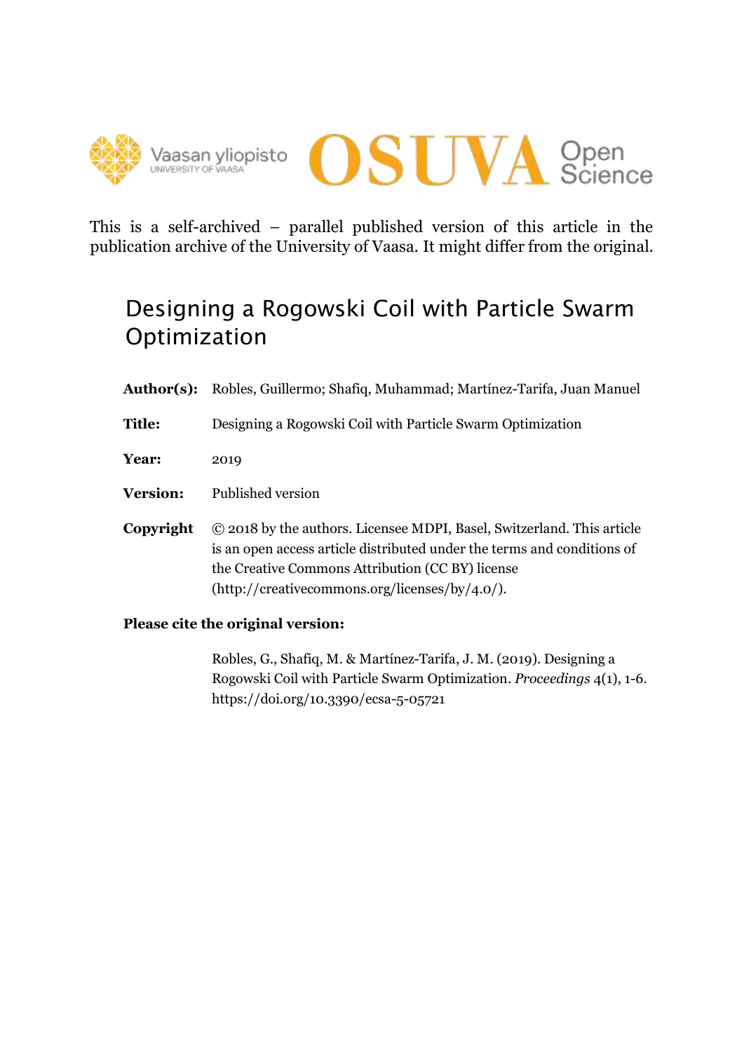This is a self-archived – parallel published version of this article in the publication archive of the University of Vaasa. It might differ from the original.

# Designing a Rogowski Coil with Particle Swarm Optimization

**Author(s):** Robles, Guillermo; Shafiq, Muhammad; Martínez-Tarifa, Juan Manuel

**Title:** Designing a Rogowski Coil with Particle Swarm Optimization

**Year:** 2019

**Version:** Published version

**Copyright** © 2018 by the authors. Licensee MDPI, Basel, Switzerland. This article is an open access article distributed under the terms and conditions of the Creative Commons Attribution (CC BY) license (http://creativecommons.org/licenses/by/4.0/).

**Please cite the original version:**

Robles, G., Shafiq, M. & Martínez-Tarifa, J. M. (2019). Designing a Rogowski Coil with Particle Swarm Optimization. *Proceedings* 4(1), 1-6. https://doi.org/10.3390/ecsa-5-05721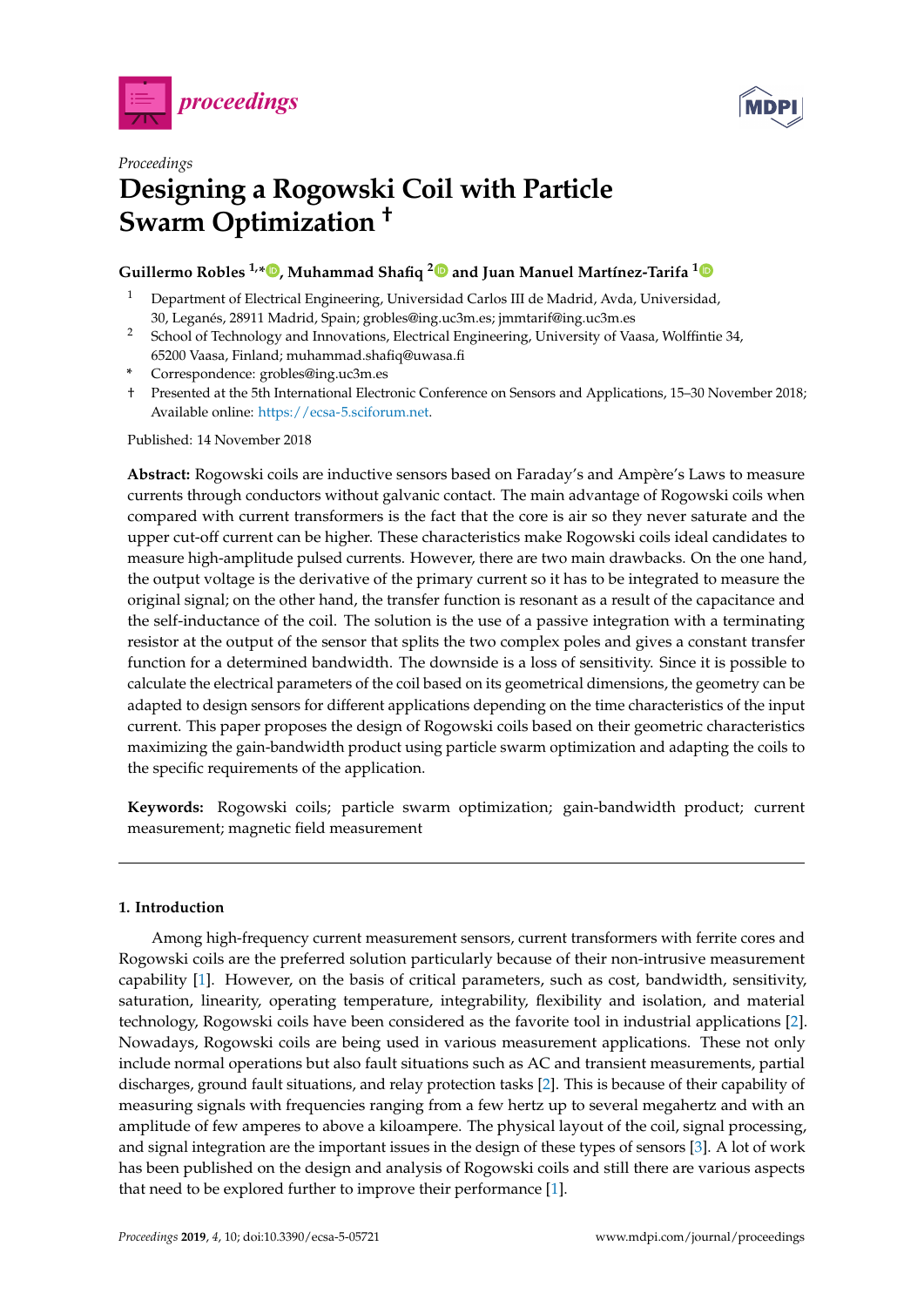Proceedings

# Designing a Rogowski Coil with Particle Swarm Optimization †

**Guillermo Robles [1,*], Muhammad Shafiq [2] and Juan Manuel Martínez-Tarifa [1]**

1 Department of Electrical Engineering, Universidad Carlos III de Madrid, Avda, Universidad, 30, Leganés, 28911 Madrid, Spain; grobles@ing.uc3m.es; jmmtarif@ing.uc3m.es

2 School of Technology and Innovations, Electrical Engineering, University of Vaasa, Wolffintie 34, 65200 Vaasa, Finland; muhammad.shafiq@uwasa.fi

\* Correspondence: grobles@ing.uc3m.es

† Presented at the 5th International Electronic Conference on Sensors and Applications, 15–30 November 2018; Available online: https://ecsa-5.sciforum.net.

Published: 14 November 2018

**Abstract:** Rogowski coils are inductive sensors based on Faraday's and Ampère's Laws to measure currents through conductors without galvanic contact. The main advantage of Rogowski coils when compared with current transformers is the fact that the core is air so they never saturate and the upper cut-off current can be higher. These characteristics make Rogowski coils ideal candidates to measure high-amplitude pulsed currents. However, there are two main drawbacks. On the one hand, the output voltage is the derivative of the primary current so it has to be integrated to measure the original signal; on the other hand, the transfer function is resonant as a result of the capacitance and the self-inductance of the coil. The solution is the use of a passive integration with a terminating resistor at the output of the sensor that splits the two complex poles and gives a constant transfer function for a determined bandwidth. The downside is a loss of sensitivity. Since it is possible to calculate the electrical parameters of the coil based on its geometrical dimensions, the geometry can be adapted to design sensors for different applications depending on the time characteristics of the input current. This paper proposes the design of Rogowski coils based on their geometric characteristics maximizing the gain-bandwidth product using particle swarm optimization and adapting the coils to the specific requirements of the application.

**Keywords:** Rogowski coils; particle swarm optimization; gain-bandwidth product; current measurement; magnetic field measurement

## 1. Introduction

Among high-frequency current measurement sensors, current transformers with ferrite cores and Rogowski coils are the preferred solution particularly because of their non-intrusive measurement capability [1]. However, on the basis of critical parameters, such as cost, bandwidth, sensitivity, saturation, linearity, operating temperature, integrability, flexibility and isolation, and material technology, Rogowski coils have been considered as the favorite tool in industrial applications [2]. Nowadays, Rogowski coils are being used in various measurement applications. These not only include normal operations but also fault situations such as AC and transient measurements, partial discharges, ground fault situations, and relay protection tasks [2]. This is because of their capability of measuring signals with frequencies ranging from a few hertz up to several megahertz and with an amplitude of few amperes to above a kiloampere. The physical layout of the coil, signal processing, and signal integration are the important issues in the design of these types of sensors [3]. A lot of work has been published on the design and analysis of Rogowski coils and still there are various aspects that need to be explored further to improve their performance [1].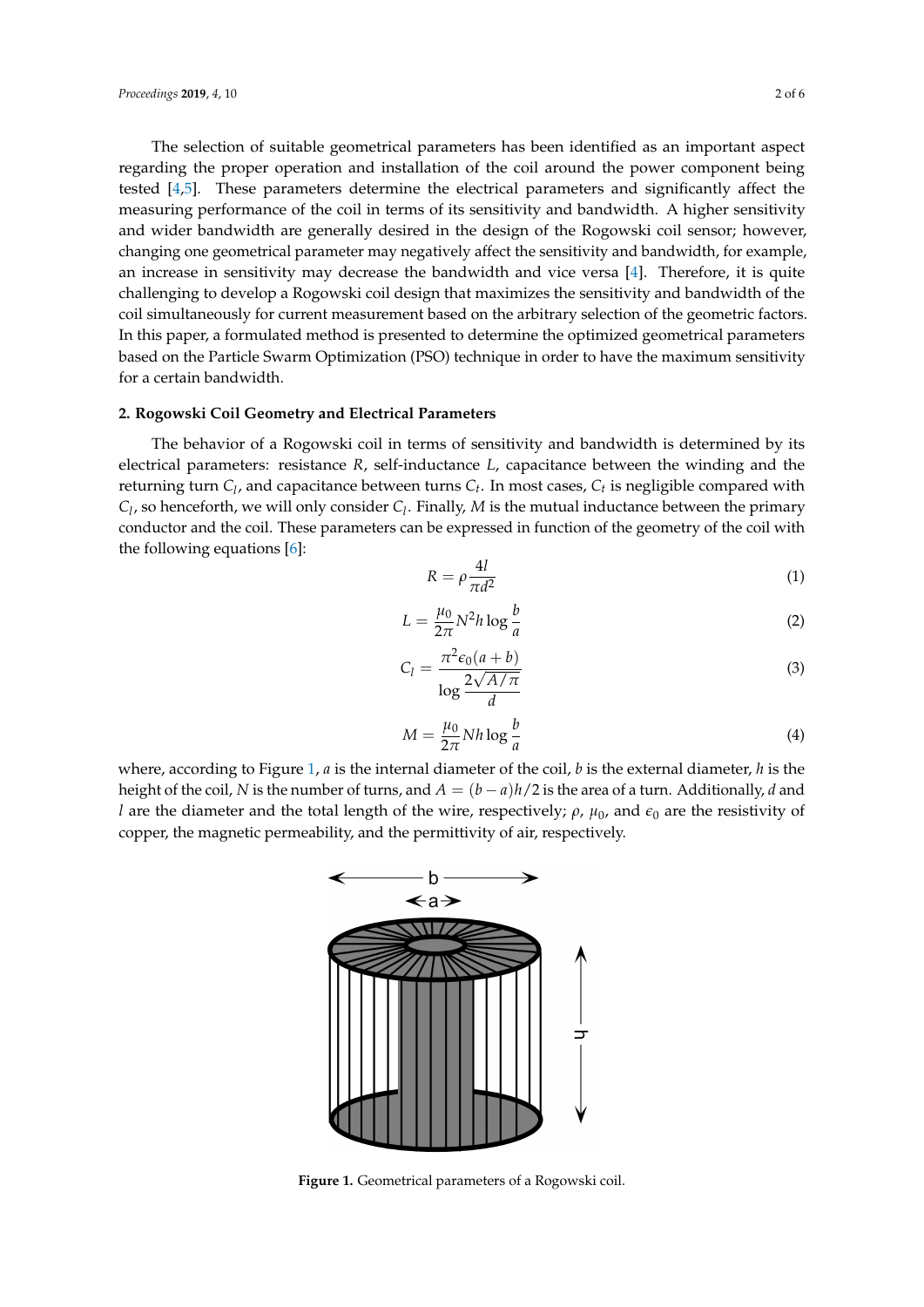The selection of suitable geometrical parameters has been identified as an important aspect regarding the proper operation and installation of the coil around the power component being tested [4,5]. These parameters determine the electrical parameters and significantly affect the measuring performance of the coil in terms of its sensitivity and bandwidth. A higher sensitivity and wider bandwidth are generally desired in the design of the Rogowski coil sensor; however, changing one geometrical parameter may negatively affect the sensitivity and bandwidth, for example, an increase in sensitivity may decrease the bandwidth and vice versa [4]. Therefore, it is quite challenging to develop a Rogowski coil design that maximizes the sensitivity and bandwidth of the coil simultaneously for current measurement based on the arbitrary selection of the geometric factors. In this paper, a formulated method is presented to determine the optimized geometrical parameters based on the Particle Swarm Optimization (PSO) technique in order to have the maximum sensitivity for a certain bandwidth.

## 2. Rogowski Coil Geometry and Electrical Parameters

The behavior of a Rogowski coil in terms of sensitivity and bandwidth is determined by its electrical parameters: resistance $R$, self-inductance $L$, capacitance between the winding and the returning turn $C_l$, and capacitance between turns $C_t$. In most cases, $C_t$ is negligible compared with $C_l$, so henceforth, we will only consider $C_l$. Finally, $M$ is the mutual inductance between the primary conductor and the coil. These parameters can be expressed in function of the geometry of the coil with the following equations [6]:

$$R = \rho \frac{4l}{\pi d^2} \tag{1}$$

$$L = \frac{\mu_0}{2\pi} N^2 h \log \frac{b}{a} \tag{2}$$

$$C_l = \frac{\pi^2 \epsilon_0 (a+b)}{\log \dfrac{2\sqrt{A/\pi}}{d}} \tag{3}$$

$$M = \frac{\mu_0}{2\pi} N h \log \frac{b}{a} \tag{4}$$

where, according to Figure 1, $a$ is the internal diameter of the coil, $b$ is the external diameter, $h$ is the height of the coil, $N$ is the number of turns, and $A = (b-a)h/2$ is the area of a turn. Additionally, $d$ and $l$ are the diameter and the total length of the wire, respectively; $\rho$, $\mu_0$, and $\epsilon_0$ are the resistivity of copper, the magnetic permeability, and the permittivity of air, respectively.

**Figure 1.** Geometrical parameters of a Rogowski coil.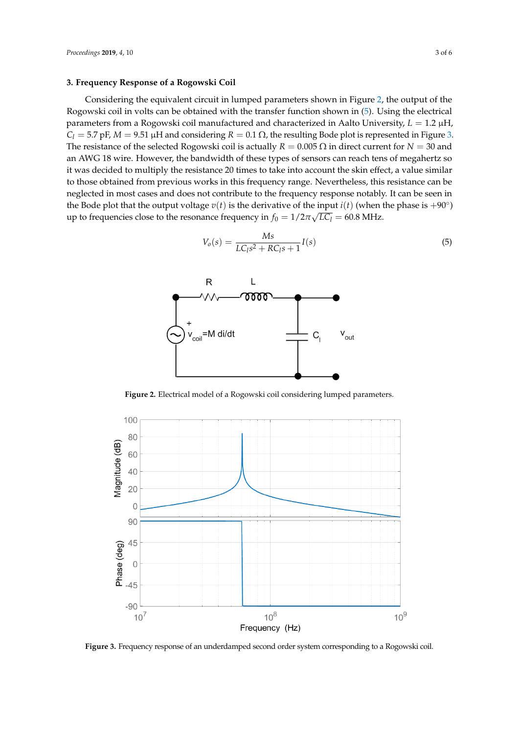## 3. Frequency Response of a Rogowski Coil

Considering the equivalent circuit in lumped parameters shown in Figure 2, the output of the Rogowski coil in volts can be obtained with the transfer function shown in (5). Using the electrical parameters from a Rogowski coil manufactured and characterized in Aalto University, $L = 1.2\ \mu\text{H}$, $C_l = 5.7\ \text{pF}$, $M = 9.51\ \mu\text{H}$ and considering $R = 0.1\ \Omega$, the resulting Bode plot is represented in Figure 3. The resistance of the selected Rogowski coil is actually $R = 0.005\ \Omega$ in direct current for $N = 30$ and an AWG 18 wire. However, the bandwidth of these types of sensors can reach tens of megahertz so it was decided to multiply the resistance 20 times to take into account the skin effect, a value similar to those obtained from previous works in this frequency range. Nevertheless, this resistance can be neglected in most cases and does not contribute to the frequency response notably. It can be seen in the Bode plot that the output voltage $v(t)$ is the derivative of the input $i(t)$ (when the phase is $+90°$) up to frequencies close to the resonance frequency in $f_0 = 1/2\pi\sqrt{LC_l} = 60.8\ \text{MHz}$.

$$V_o(s) = \frac{Ms}{LC_l s^2 + RC_l s + 1} I(s) \tag{5}$$

**Figure 2.** Electrical model of a Rogowski coil considering lumped parameters.

**Figure 3.** Frequency response of an underdamped second order system corresponding to a Rogowski coil.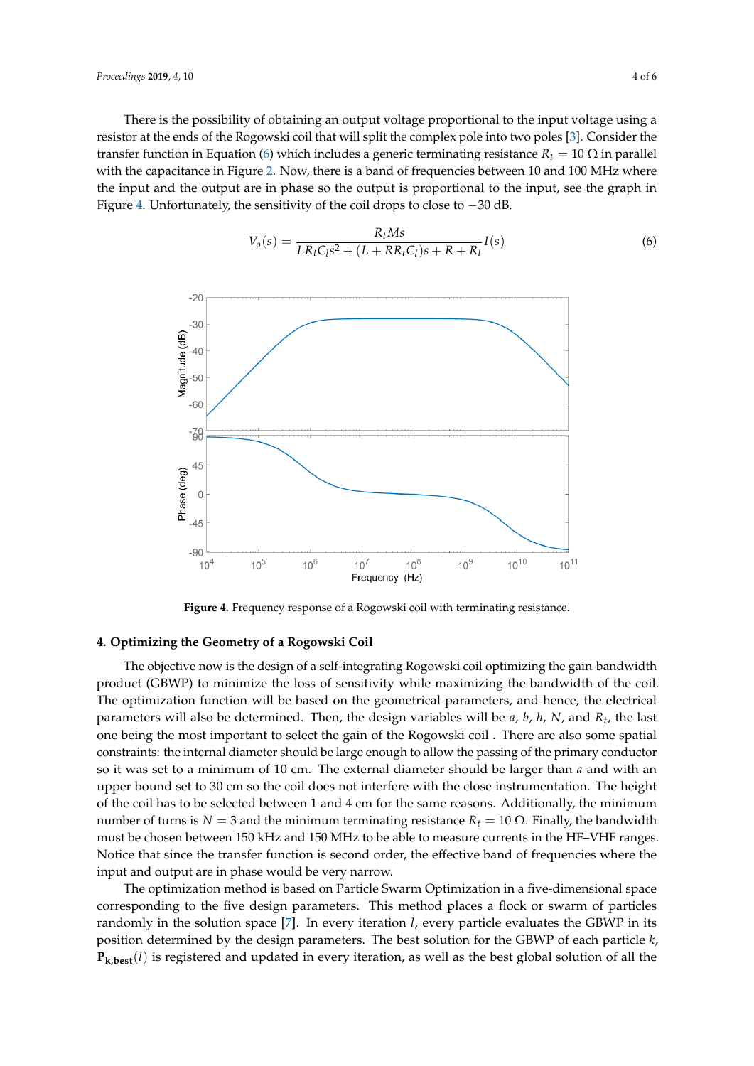There is the possibility of obtaining an output voltage proportional to the input voltage using a resistor at the ends of the Rogowski coil that will split the complex pole into two poles [3]. Consider the transfer function in Equation (6) which includes a generic terminating resistance $R_t = 10\ \Omega$ in parallel with the capacitance in Figure 2. Now, there is a band of frequencies between 10 and 100 MHz where the input and the output are in phase so the output is proportional to the input, see the graph in Figure 4. Unfortunately, the sensitivity of the coil drops to close to −30 dB.

$$V_o(s) = \frac{R_t M s}{L R_t C_l s^2 + (L + R R_t C_l)s + R + R_t} I(s) \tag{6}$$

**Figure 4.** Frequency response of a Rogowski coil with terminating resistance.

## 4. Optimizing the Geometry of a Rogowski Coil

The objective now is the design of a self-integrating Rogowski coil optimizing the gain-bandwidth product (GBWP) to minimize the loss of sensitivity while maximizing the bandwidth of the coil. The optimization function will be based on the geometrical parameters, and hence, the electrical parameters will also be determined. Then, the design variables will be $a$, $b$, $h$, $N$, and $R_t$, the last one being the most important to select the gain of the Rogowski coil . There are also some spatial constraints: the internal diameter should be large enough to allow the passing of the primary conductor so it was set to a minimum of 10 cm. The external diameter should be larger than $a$ and with an upper bound set to 30 cm so the coil does not interfere with the close instrumentation. The height of the coil has to be selected between 1 and 4 cm for the same reasons. Additionally, the minimum number of turns is $N = 3$ and the minimum terminating resistance $R_t = 10\ \Omega$. Finally, the bandwidth must be chosen between 150 kHz and 150 MHz to be able to measure currents in the HF–VHF ranges. Notice that since the transfer function is second order, the effective band of frequencies where the input and output are in phase would be very narrow.

The optimization method is based on Particle Swarm Optimization in a five-dimensional space corresponding to the five design parameters. This method places a flock or swarm of particles randomly in the solution space [7]. In every iteration $l$, every particle evaluates the GBWP in its position determined by the design parameters. The best solution for the GBWP of each particle $k$, $\mathbf{P}_{\mathbf{k,best}}(l)$ is registered and updated in every iteration, as well as the best global solution of all the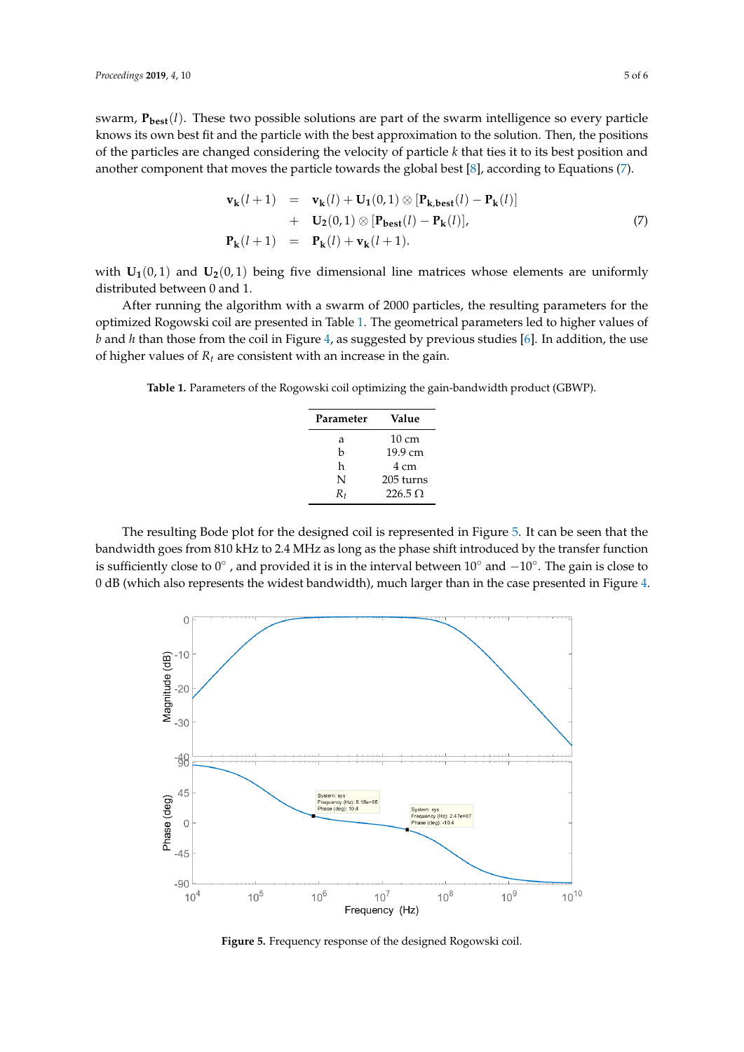swarm, $\mathbf{P_{best}}(l)$. These two possible solutions are part of the swarm intelligence so every particle knows its own best fit and the particle with the best approximation to the solution. Then, the positions of the particles are changed considering the velocity of particle $k$ that ties it to its best position and another component that moves the particle towards the global best [8], according to Equations (7).

$$
\begin{aligned}
\mathbf{v_k}(l+1) &= \mathbf{v_k}(l) + \mathbf{U_1}(0,1) \otimes [\mathbf{P_{k,best}}(l) - \mathbf{P_k}(l)] \\
&+ \mathbf{U_2}(0,1) \otimes [\mathbf{P_{best}}(l) - \mathbf{P_k}(l)], \\
\mathbf{P_k}(l+1) &= \mathbf{P_k}(l) + \mathbf{v_k}(l+1).
\end{aligned}
\tag{7}
$$

with $\mathbf{U_1}(0,1)$ and $\mathbf{U_2}(0,1)$ being five dimensional line matrices whose elements are uniformly distributed between 0 and 1.

After running the algorithm with a swarm of 2000 particles, the resulting parameters for the optimized Rogowski coil are presented in Table 1. The geometrical parameters led to higher values of $b$ and $h$ than those from the coil in Figure 4, as suggested by previous studies [6]. In addition, the use of higher values of $R_t$ are consistent with an increase in the gain.

**Table 1.** Parameters of the Rogowski coil optimizing the gain-bandwidth product (GBWP).

| Parameter | Value |
|---|---|
| a | 10 cm |
| b | 19.9 cm |
| h | 4 cm |
| N | 205 turns |
| $R_t$ | 226.5 Ω |

The resulting Bode plot for the designed coil is represented in Figure 5. It can be seen that the bandwidth goes from 810 kHz to 2.4 MHz as long as the phase shift introduced by the transfer function is sufficiently close to 0° , and provided it is in the interval between 10° and −10°. The gain is close to 0 dB (which also represents the widest bandwidth), much larger than in the case presented in Figure 4.

**Figure 5.** Frequency response of the designed Rogowski coil.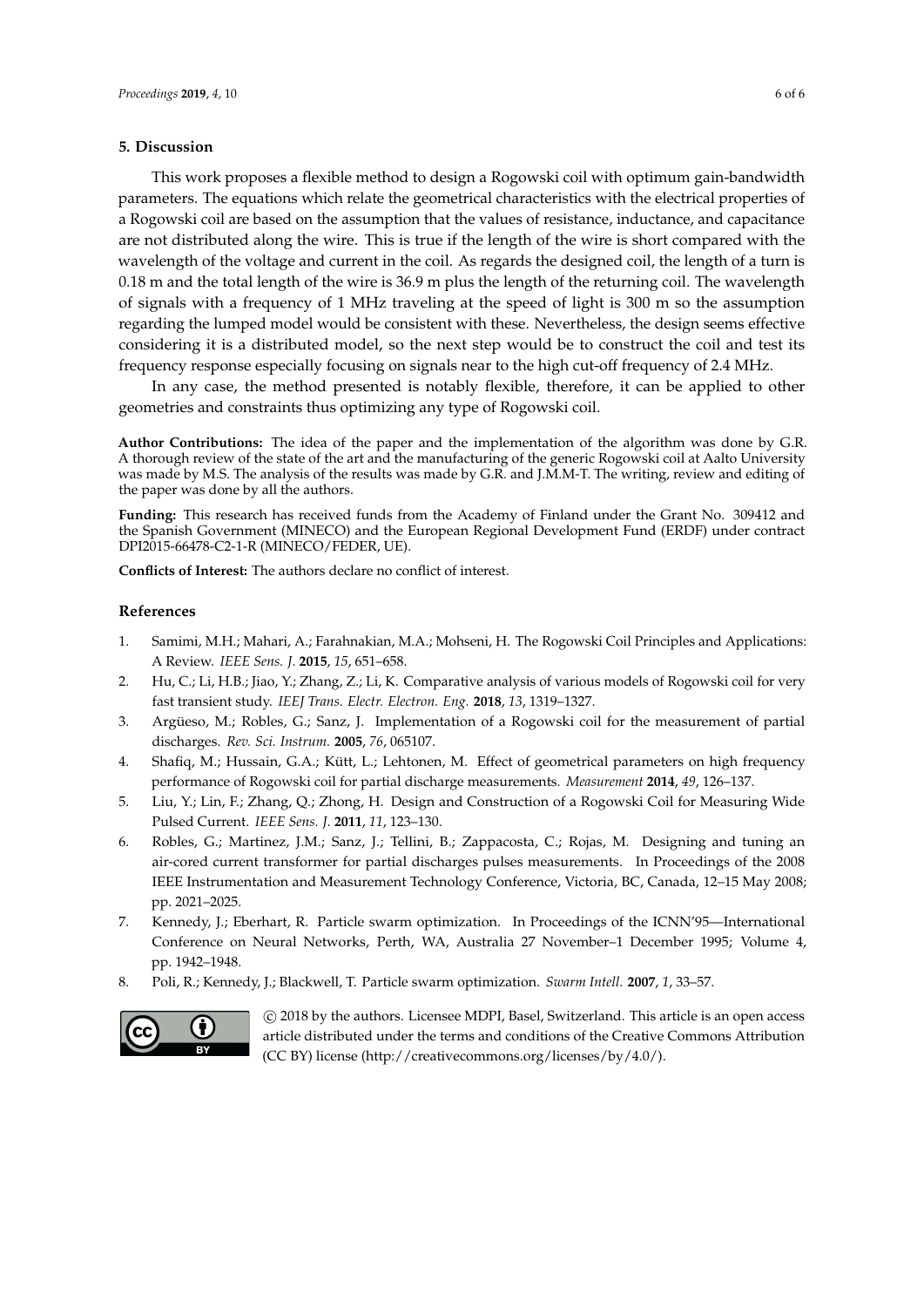## 5. Discussion

This work proposes a flexible method to design a Rogowski coil with optimum gain-bandwidth parameters. The equations which relate the geometrical characteristics with the electrical properties of a Rogowski coil are based on the assumption that the values of resistance, inductance, and capacitance are not distributed along the wire. This is true if the length of the wire is short compared with the wavelength of the voltage and current in the coil. As regards the designed coil, the length of a turn is 0.18 m and the total length of the wire is 36.9 m plus the length of the returning coil. The wavelength of signals with a frequency of 1 MHz traveling at the speed of light is 300 m so the assumption regarding the lumped model would be consistent with these. Nevertheless, the design seems effective considering it is a distributed model, so the next step would be to construct the coil and test its frequency response especially focusing on signals near to the high cut-off frequency of 2.4 MHz.

In any case, the method presented is notably flexible, therefore, it can be applied to other geometries and constraints thus optimizing any type of Rogowski coil.

**Author Contributions:** The idea of the paper and the implementation of the algorithm was done by G.R. A thorough review of the state of the art and the manufacturing of the generic Rogowski coil at Aalto University was made by M.S. The analysis of the results was made by G.R. and J.M.M-T. The writing, review and editing of the paper was done by all the authors.

**Funding:** This research has received funds from the Academy of Finland under the Grant No. 309412 and the Spanish Government (MINECO) and the European Regional Development Fund (ERDF) under contract DPI2015-66478-C2-1-R (MINECO/FEDER, UE).

**Conflicts of Interest:** The authors declare no conflict of interest.

## References

1. Samimi, M.H.; Mahari, A.; Farahnakian, M.A.; Mohseni, H. The Rogowski Coil Principles and Applications: A Review. *IEEE Sens. J.* **2015**, *15*, 651–658.
2. Hu, C.; Li, H.B.; Jiao, Y.; Zhang, Z.; Li, K. Comparative analysis of various models of Rogowski coil for very fast transient study. *IEEJ Trans. Electr. Electron. Eng.* **2018**, *13*, 1319–1327.
3. Argüeso, M.; Robles, G.; Sanz, J. Implementation of a Rogowski coil for the measurement of partial discharges. *Rev. Sci. Instrum.* **2005**, *76*, 065107.
4. Shafiq, M.; Hussain, G.A.; Kütt, L.; Lehtonen, M. Effect of geometrical parameters on high frequency performance of Rogowski coil for partial discharge measurements. *Measurement* **2014**, *49*, 126–137.
5. Liu, Y.; Lin, F.; Zhang, Q.; Zhong, H. Design and Construction of a Rogowski Coil for Measuring Wide Pulsed Current. *IEEE Sens. J.* **2011**, *11*, 123–130.
6. Robles, G.; Martinez, J.M.; Sanz, J.; Tellini, B.; Zappacosta, C.; Rojas, M. Designing and tuning an air-cored current transformer for partial discharges pulses measurements. In Proceedings of the 2008 IEEE Instrumentation and Measurement Technology Conference, Victoria, BC, Canada, 12–15 May 2008; pp. 2021–2025.
7. Kennedy, J.; Eberhart, R. Particle swarm optimization. In Proceedings of the ICNN'95—International Conference on Neural Networks, Perth, WA, Australia 27 November–1 December 1995; Volume 4, pp. 1942–1948.
8. Poli, R.; Kennedy, J.; Blackwell, T. Particle swarm optimization. *Swarm Intell.* **2007**, *1*, 33–57.

© 2018 by the authors. Licensee MDPI, Basel, Switzerland. This article is an open access article distributed under the terms and conditions of the Creative Commons Attribution (CC BY) license (http://creativecommons.org/licenses/by/4.0/).